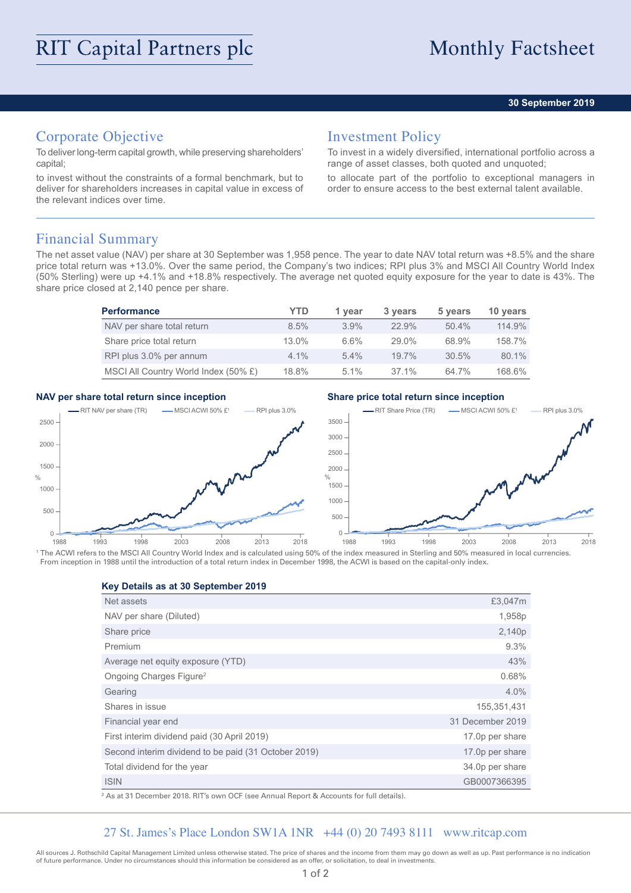# RIT Capital Partners plc

# Monthly Factsheet

**30 September 2019**

## Corporate Objective

To deliver long-term capital growth, while preserving shareholders' capital;

to invest without the constraints of a formal benchmark, but to deliver for shareholders increases in capital value in excess of the relevant indices over time.

## Investment Policy

To invest in a widely diversified, international portfolio across a range of asset classes, both quoted and unquoted;

to allocate part of the portfolio to exceptional managers in order to ensure access to the best external talent available.

## Financial Summary

The net asset value (NAV) per share at 30 September was 1,958 pence. The year to date NAV total return was +8.5% and the share price total return was +13.0%. Over the same period, the Company's two indices; RPI plus 3% and MSCI All Country World Index (50% Sterling) were up +4.1% and +18.8% respectively. The average net quoted equity exposure for the year to date is 43%. The share price closed at 2,140 pence per share.

| Performance | YTD | 1 year | 3 years | 5 years | 10 years |
|---|---|---|---|---|---|
| NAV per share total return | 8.5% | 3.9% | 22.9% | 50.4% | 114.9% |
| Share price total return | 13.0% | 6.6% | 29.0% | 68.9% | 158.7% |
| RPI plus 3.0% per annum | 4.1% | 5.4% | 19.7% | 30.5% | 80.1% |
| MSCI All Country World Index (50% £) | 18.8% | 5.1% | 37.1% | 64.7% | 168.6% |

**NAV per share total return since inception**

**Share price total return since inception**

[1] The ACWI refers to the MSCI All Country World Index and is calculated using 50% of the index measured in Sterling and 50% measured in local currencies. From inception in 1988 until the introduction of a total return index in December 1998, the ACWI is based on the capital-only index.

| Key Details as at 30 September 2019 | |
|---|---|
| Net assets | £3,047m |
| NAV per share (Diluted) | 1,958p |
| Share price | 2,140p |
| Premium | 9.3% |
| Average net equity exposure (YTD) | 43% |
| Ongoing Charges Figure[2] | 0.68% |
| Gearing | 4.0% |
| Shares in issue | 155,351,431 |
| Financial year end | 31 December 2019 |
| First interim dividend paid (30 April 2019) | 17.0p per share |
| Second interim dividend to be paid (31 October 2019) | 17.0p per share |
| Total dividend for the year | 34.0p per share |
| ISIN | GB0007366395 |

[2] As at 31 December 2018. RIT's own OCF (see Annual Report & Accounts for full details).

27 St. James's Place London SW1A 1NR +44 (0) 20 7493 8111 www.ritcap.com

All sources J. Rothschild Capital Management Limited unless otherwise stated. The price of shares and the income from them may go down as well as up. Past performance is no indication of future performance. Under no circumstances should this information be considered as an offer, or solicitation, to deal in investments.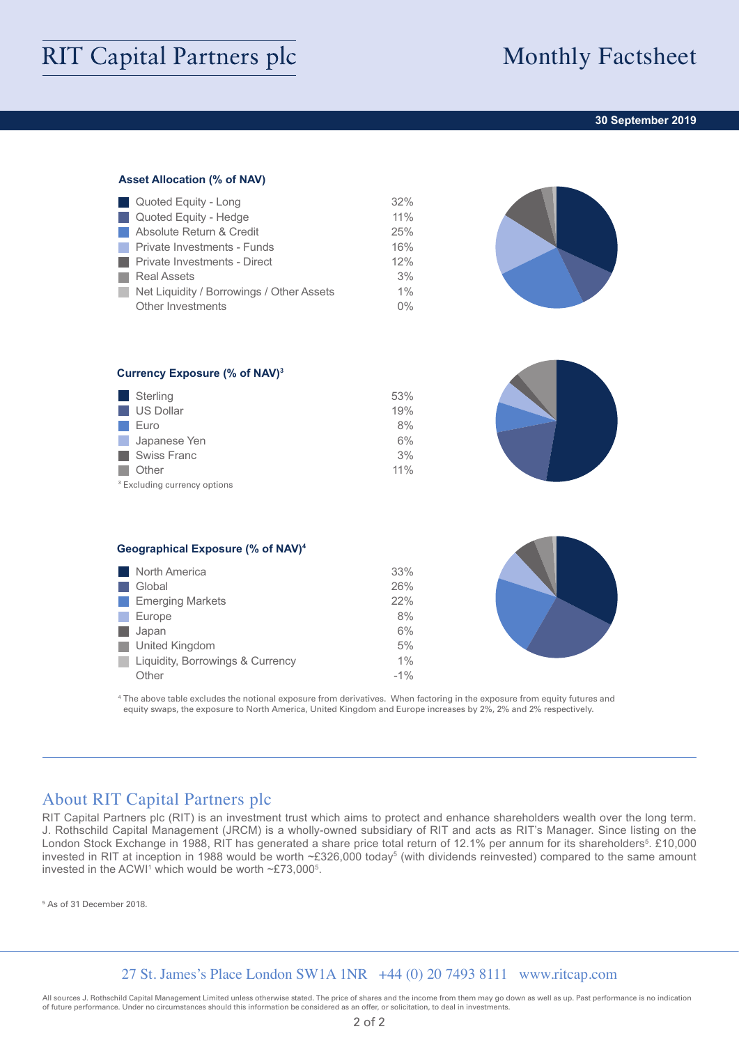# RIT Capital Partners plc

## Monthly Factsheet

**30 September 2019**

### Asset Allocation (% of NAV)

| | |
|---|---|
| Quoted Equity - Long | 32% |
| Quoted Equity - Hedge | 11% |
| Absolute Return & Credit | 25% |
| Private Investments - Funds | 16% |
| Private Investments - Direct | 12% |
| Real Assets | 3% |
| Net Liquidity / Borrowings / Other Assets | 1% |
| Other Investments | 0% |

### Currency Exposure (% of NAV)[3]

| | |
|---|---|
| Sterling | 53% |
| US Dollar | 19% |
| Euro | 8% |
| Japanese Yen | 6% |
| Swiss Franc | 3% |
| Other | 11% |

[3] Excluding currency options

### Geographical Exposure (% of NAV)[4]

| | |
|---|---|
| North America | 33% |
| Global | 26% |
| Emerging Markets | 22% |
| Europe | 8% |
| Japan | 6% |
| United Kingdom | 5% |
| Liquidity, Borrowings & Currency | 1% |
| Other | -1% |

[4] The above table excludes the notional exposure from derivatives. When factoring in the exposure from equity futures and equity swaps, the exposure to North America, United Kingdom and Europe increases by 2%, 2% and 2% respectively.

## About RIT Capital Partners plc

RIT Capital Partners plc (RIT) is an investment trust which aims to protect and enhance shareholders wealth over the long term. J. Rothschild Capital Management (JRCM) is a wholly-owned subsidiary of RIT and acts as RIT's Manager. Since listing on the London Stock Exchange in 1988, RIT has generated a share price total return of 12.1% per annum for its shareholders[5]. £10,000 invested in RIT at inception in 1988 would be worth ~£326,000 today[5] (with dividends reinvested) compared to the same amount invested in the ACWI[1] which would be worth ~£73,000[5].

[5] As of 31 December 2018.

27 St. James's Place London SW1A 1NR +44 (0) 20 7493 8111 www.ritcap.com

All sources J. Rothschild Capital Management Limited unless otherwise stated. The price of shares and the income from them may go down as well as up. Past performance is no indication of future performance. Under no circumstances should this information be considered as an offer, or solicitation, to deal in investments.